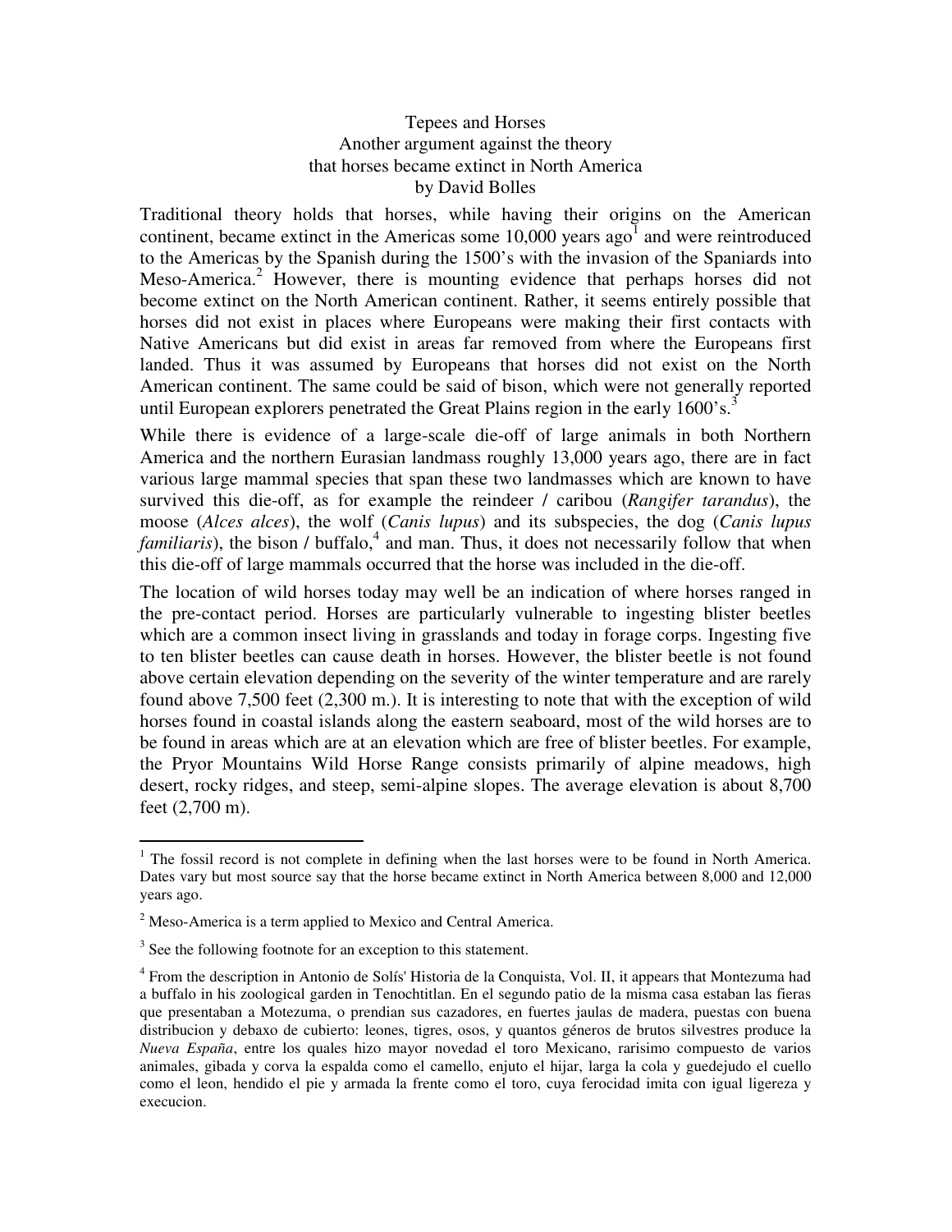# Tepees and Horses

## Another argument against the theory that horses became extinct in North America

by David Bolles

Traditional theory holds that horses, while having their origins on the American continent, became extinct in the Americas some 10,000 years ago[1] and were reintroduced to the Americas by the Spanish during the 1500's with the invasion of the Spaniards into Meso-America.[2] However, there is mounting evidence that perhaps horses did not become extinct on the North American continent. Rather, it seems entirely possible that horses did not exist in places where Europeans were making their first contacts with Native Americans but did exist in areas far removed from where the Europeans first landed. Thus it was assumed by Europeans that horses did not exist on the North American continent. The same could be said of bison, which were not generally reported until European explorers penetrated the Great Plains region in the early 1600's.[3]

While there is evidence of a large-scale die-off of large animals in both Northern America and the northern Eurasian landmass roughly 13,000 years ago, there are in fact various large mammal species that span these two landmasses which are known to have survived this die-off, as for example the reindeer / caribou (*Rangifer tarandus*), the moose (*Alces alces*), the wolf (*Canis lupus*) and its subspecies, the dog (*Canis lupus familiaris*), the bison / buffalo,[4] and man. Thus, it does not necessarily follow that when this die-off of large mammals occurred that the horse was included in the die-off.

The location of wild horses today may well be an indication of where horses ranged in the pre-contact period. Horses are particularly vulnerable to ingesting blister beetles which are a common insect living in grasslands and today in forage corps. Ingesting five to ten blister beetles can cause death in horses. However, the blister beetle is not found above certain elevation depending on the severity of the winter temperature and are rarely found above 7,500 feet (2,300 m.). It is interesting to note that with the exception of wild horses found in coastal islands along the eastern seaboard, most of the wild horses are to be found in areas which are at an elevation which are free of blister beetles. For example, the Pryor Mountains Wild Horse Range consists primarily of alpine meadows, high desert, rocky ridges, and steep, semi-alpine slopes. The average elevation is about 8,700 feet (2,700 m).

---

[1] The fossil record is not complete in defining when the last horses were to be found in North America. Dates vary but most source say that the horse became extinct in North America between 8,000 and 12,000 years ago.

[2] Meso-America is a term applied to Mexico and Central America.

[3] See the following footnote for an exception to this statement.

[4] From the description in Antonio de Solís' Historia de la Conquista, Vol. II, it appears that Montezuma had a buffalo in his zoological garden in Tenochtitlan. En el segundo patio de la misma casa estaban las fieras que presentaban a Motezuma, o prendian sus cazadores, en fuertes jaulas de madera, puestas con buena distribucion y debaxo de cubierto: leones, tigres, osos, y quantos géneros de brutos silvestres produce la *Nueva España*, entre los quales hizo mayor novedad el toro Mexicano, rarisimo compuesto de varios animales, gibada y corva la espalda como el camello, enjuto el hijar, larga la cola y guedejudo el cuello como el leon, hendido el pie y armada la frente como el toro, cuya ferocidad imita con igual ligereza y execucion.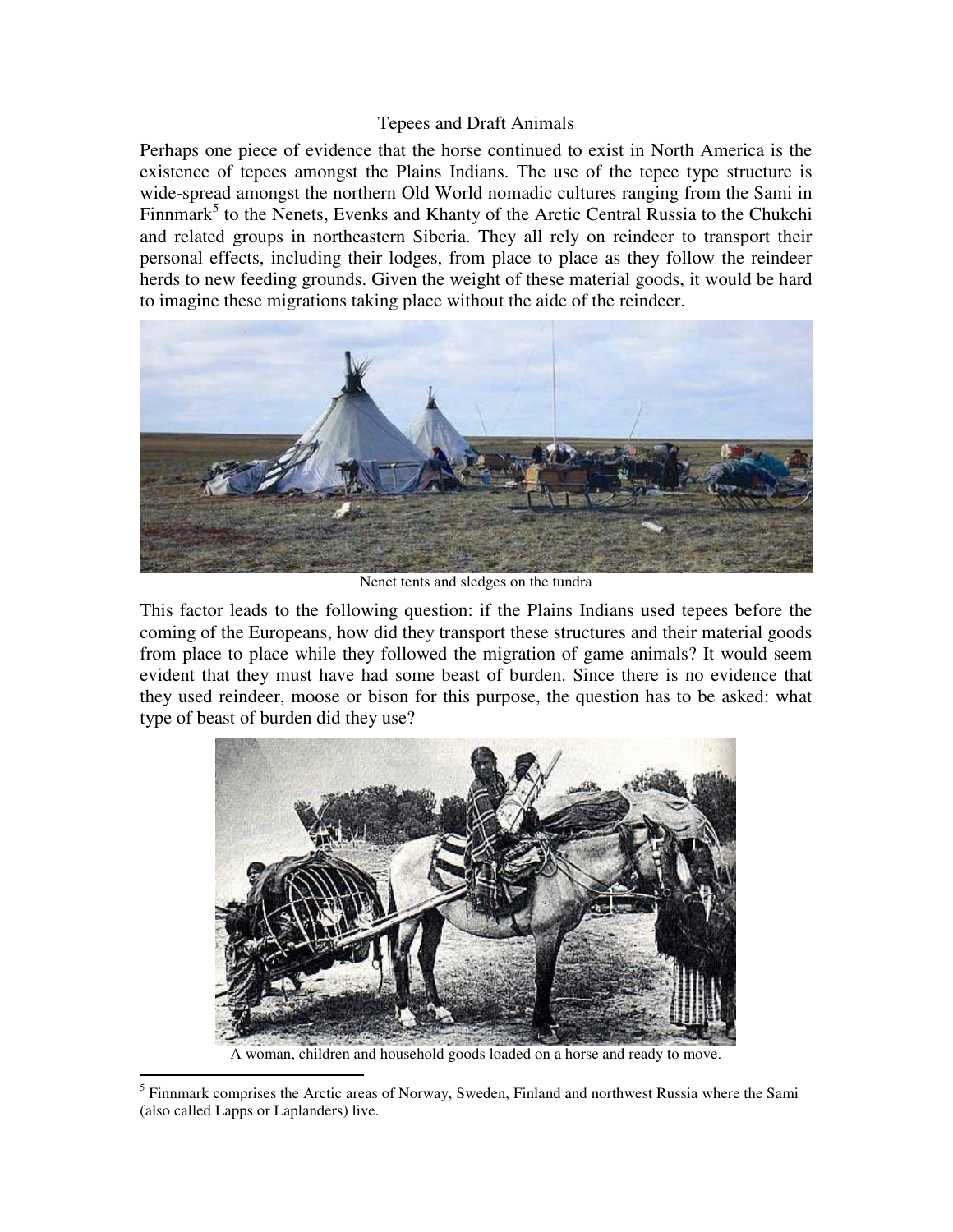## Tepees and Draft Animals

Perhaps one piece of evidence that the horse continued to exist in North America is the existence of tepees amongst the Plains Indians. The use of the tepee type structure is wide-spread amongst the northern Old World nomadic cultures ranging from the Sami in Finnmark[5] to the Nenets, Evenks and Khanty of the Arctic Central Russia to the Chukchi and related groups in northeastern Siberia. They all rely on reindeer to transport their personal effects, including their lodges, from place to place as they follow the reindeer herds to new feeding grounds. Given the weight of these material goods, it would be hard to imagine these migrations taking place without the aide of the reindeer.

Nenet tents and sledges on the tundra

This factor leads to the following question: if the Plains Indians used tepees before the coming of the Europeans, how did they transport these structures and their material goods from place to place while they followed the migration of game animals? It would seem evident that they must have had some beast of burden. Since there is no evidence that they used reindeer, moose or bison for this purpose, the question has to be asked: what type of beast of burden did they use?

A woman, children and household goods loaded on a horse and ready to move.

[5] Finnmark comprises the Arctic areas of Norway, Sweden, Finland and northwest Russia where the Sami (also called Lapps or Laplanders) live.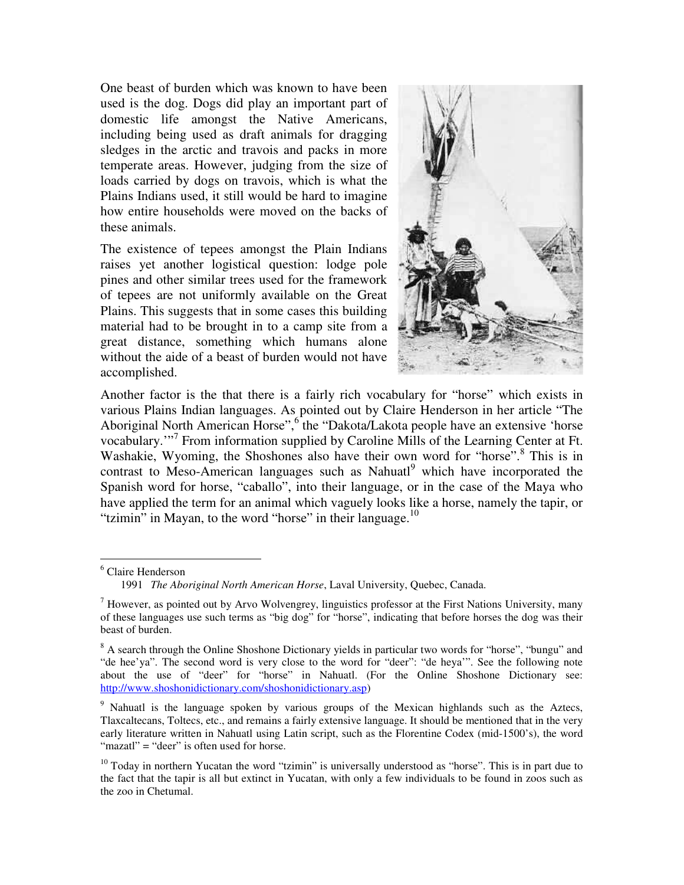One beast of burden which was known to have been used is the dog. Dogs did play an important part of domestic life amongst the Native Americans, including being used as draft animals for dragging sledges in the arctic and travois and packs in more temperate areas. However, judging from the size of loads carried by dogs on travois, which is what the Plains Indians used, it still would be hard to imagine how entire households were moved on the backs of these animals.

The existence of tepees amongst the Plain Indians raises yet another logistical question: lodge pole pines and other similar trees used for the framework of tepees are not uniformly available on the Great Plains. This suggests that in some cases this building material had to be brought in to a camp site from a great distance, something which humans alone without the aide of a beast of burden would not have accomplished.

Another factor is the that there is a fairly rich vocabulary for "horse" which exists in various Plains Indian languages. As pointed out by Claire Henderson in her article "The Aboriginal North American Horse",[6] the "Dakota/Lakota people have an extensive 'horse vocabulary.'"[7] From information supplied by Caroline Mills of the Learning Center at Ft. Washakie, Wyoming, the Shoshones also have their own word for "horse".[8] This is in contrast to Meso-American languages such as Nahuatl[9] which have incorporated the Spanish word for horse, "caballo", into their language, or in the case of the Maya who have applied the term for an animal which vaguely looks like a horse, namely the tapir, or "tzimin" in Mayan, to the word "horse" in their language.[10]

---

[6] Claire Henderson
1991 *The Aboriginal North American Horse*, Laval University, Quebec, Canada.

[7] However, as pointed out by Arvo Wolvengrey, linguistics professor at the First Nations University, many of these languages use such terms as "big dog" for "horse", indicating that before horses the dog was their beast of burden.

[8] A search through the Online Shoshone Dictionary yields in particular two words for "horse", "bungu" and "de hee'ya". The second word is very close to the word for "deer": "de heya'". See the following note about the use of "deer" for "horse" in Nahuatl. (For the Online Shoshone Dictionary see: http://www.shoshonidictionary.com/shoshonidictionary.asp)

[9] Nahuatl is the language spoken by various groups of the Mexican highlands such as the Aztecs, Tlaxcaltecans, Toltecs, etc., and remains a fairly extensive language. It should be mentioned that in the very early literature written in Nahuatl using Latin script, such as the Florentine Codex (mid-1500's), the word "mazatl" = "deer" is often used for horse.

[10] Today in northern Yucatan the word "tzimin" is universally understood as "horse". This is in part due to the fact that the tapir is all but extinct in Yucatan, with only a few individuals to be found in zoos such as the zoo in Chetumal.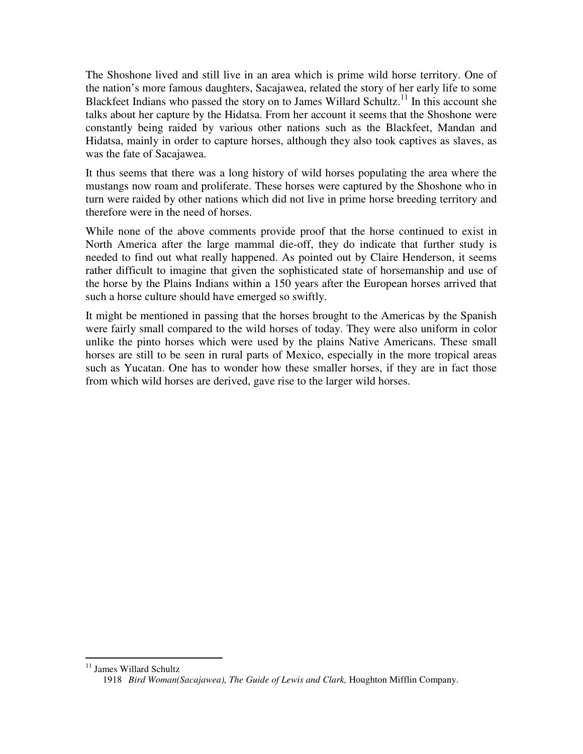The Shoshone lived and still live in an area which is prime wild horse territory. One of the nation's more famous daughters, Sacajawea, related the story of her early life to some Blackfeet Indians who passed the story on to James Willard Schultz.[11] In this account she talks about her capture by the Hidatsa. From her account it seems that the Shoshone were constantly being raided by various other nations such as the Blackfeet, Mandan and Hidatsa, mainly in order to capture horses, although they also took captives as slaves, as was the fate of Sacajawea.

It thus seems that there was a long history of wild horses populating the area where the mustangs now roam and proliferate. These horses were captured by the Shoshone who in turn were raided by other nations which did not live in prime horse breeding territory and therefore were in the need of horses.

While none of the above comments provide proof that the horse continued to exist in North America after the large mammal die-off, they do indicate that further study is needed to find out what really happened. As pointed out by Claire Henderson, it seems rather difficult to imagine that given the sophisticated state of horsemanship and use of the horse by the Plains Indians within a 150 years after the European horses arrived that such a horse culture should have emerged so swiftly.

It might be mentioned in passing that the horses brought to the Americas by the Spanish were fairly small compared to the wild horses of today. They were also uniform in color unlike the pinto horses which were used by the plains Native Americans. These small horses are still to be seen in rural parts of Mexico, especially in the more tropical areas such as Yucatan. One has to wonder how these smaller horses, if they are in fact those from which wild horses are derived, gave rise to the larger wild horses.

---

[11] James Willard Schultz
1918 *Bird Woman(Sacajawea), The Guide of Lewis and Clark,* Houghton Mifflin Company.